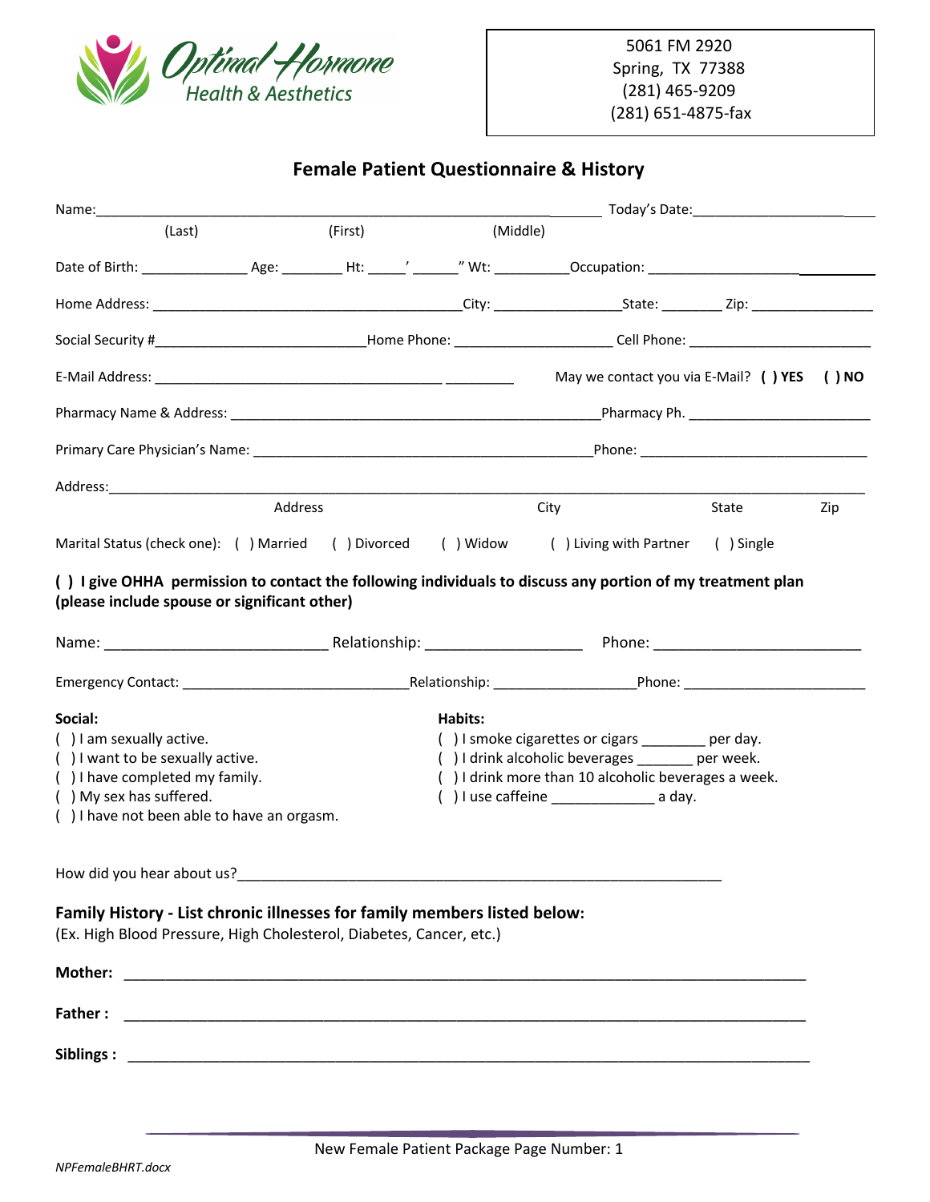Optimal Hormone Health & Aesthetics

5061 FM 2920
Spring, TX 77388
(281) 465-9209
(281) 651-4875-fax

## Female Patient Questionnaire & History

Name:_______________________________________________________________ Today's Date:____________________
(Last) (First) (Middle)

Date of Birth: ______________ Age: ________ Ht: _____' ______" Wt: __________Occupation: ____________________

Home Address: ________________________________________City: ________________State: ________ Zip: ________________

Social Security #___________________________Home Phone: ____________________ Cell Phone: _______________________

E-Mail Address: _____________________________________ _________ May we contact you via E-Mail? **( ) YES ( ) NO**

Pharmacy Name & Address: ________________________________________________Pharmacy Ph. _______________________

Primary Care Physician's Name: ___________________________________________Phone: _____________________________

Address:_____________________________________________________________________________________________
Address City State Zip

Marital Status (check one): ( ) Married ( ) Divorced ( ) Widow ( ) Living with Partner ( ) Single

**( ) I give OHHA permission to contact the following individuals to discuss any portion of my treatment plan (please include spouse or significant other)**

Name: ____________________________ Relationship: ____________________ Phone: __________________________

Emergency Contact: _____________________________Relationship: __________________Phone: _______________________

**Social:**
( ) I am sexually active.
( ) I want to be sexually active.
( ) I have completed my family.
( ) My sex has suffered.
( ) I have not been able to have an orgasm.

**Habits:**
( ) I smoke cigarettes or cigars ________ per day.
( ) I drink alcoholic beverages _______ per week.
( ) I drink more than 10 alcoholic beverages a week.
( ) I use caffeine _____________ a day.

How did you hear about us?______________________________________________________________

**Family History - List chronic illnesses for family members listed below:**
(Ex. High Blood Pressure, High Cholesterol, Diabetes, Cancer, etc.)

**Mother:** _________________________________________________________________________________

**Father :** _________________________________________________________________________________

**Siblings :** _________________________________________________________________________________

New Female Patient Package Page Number: 1

*NPFemaleBHRT.docx*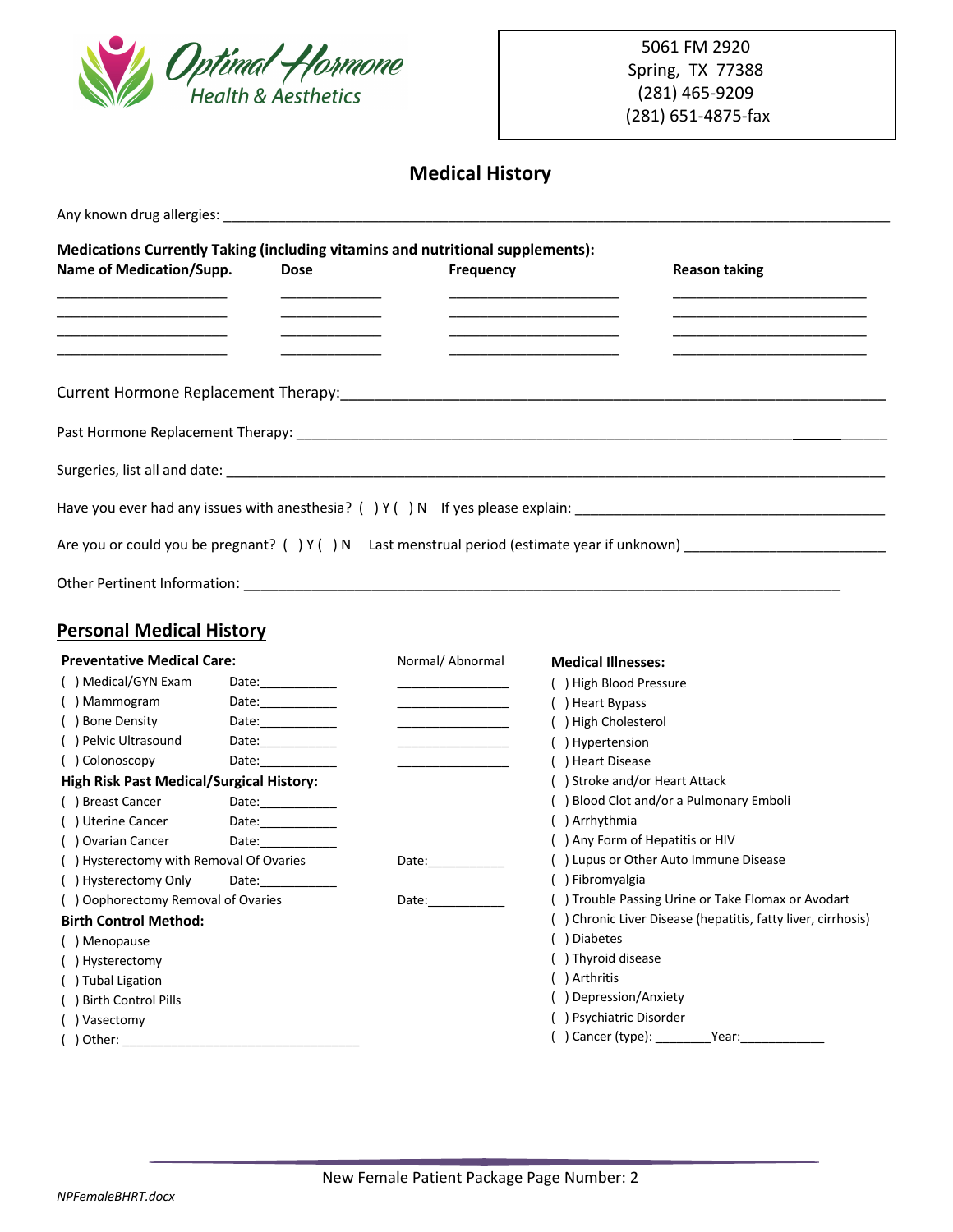Optimal Hormone Health & Aesthetics

5061 FM 2920
Spring, TX 77388
(281) 465-9209
(281) 651-4875-fax

# Medical History

Any known drug allergies: ___________________________________________________________________________________

**Medications Currently Taking (including vitamins and nutritional supplements):**

| Name of Medication/Supp. | Dose | Frequency | Reason taking |
|---|---|---|---|
| ____________________ | ____________ | ____________________ | ______________________ |
| ____________________ | ____________ | ____________________ | ______________________ |
| ____________________ | ____________ | ____________________ | ______________________ |
| ____________________ | ____________ | ____________________ | ______________________ |

Current Hormone Replacement Therapy:_______________________________________________________________

Past Hormone Replacement Therapy: ________________________________________________________________

Surgeries, list all and date: _______________________________________________________________________

Have you ever had any issues with anesthesia? ( ) Y ( ) N If yes please explain: _______________________________

Are you or could you be pregnant? ( ) Y ( ) N Last menstrual period (estimate year if unknown) ___________________

Other Pertinent Information: _______________________________________________________________

## Personal Medical History

**Preventative Medical Care:**

| | Date | Normal/ Abnormal |
|---|---|---|
| ( ) Medical/GYN Exam | Date:__________ | ______________ |
| ( ) Mammogram | Date:__________ | ______________ |
| ( ) Bone Density | Date:__________ | ______________ |
| ( ) Pelvic Ultrasound | Date:__________ | ______________ |
| ( ) Colonoscopy | Date:__________ | ______________ |

**High Risk Past Medical/Surgical History:**

- ( ) Breast Cancer Date:__________
- ( ) Uterine Cancer Date:__________
- ( ) Ovarian Cancer Date:__________
- ( ) Hysterectomy with Removal Of Ovaries Date:__________
- ( ) Hysterectomy Only Date:__________
- ( ) Oophorectomy Removal of Ovaries Date:__________

**Birth Control Method:**

- ( ) Menopause
- ( ) Hysterectomy
- ( ) Tubal Ligation
- ( ) Birth Control Pills
- ( ) Vasectomy
- ( ) Other: ______________________________

**Medical Illnesses:**

- ( ) High Blood Pressure
- ( ) Heart Bypass
- ( ) High Cholesterol
- ( ) Hypertension
- ( ) Heart Disease
- ( ) Stroke and/or Heart Attack
- ( ) Blood Clot and/or a Pulmonary Emboli
- ( ) Arrhythmia
- ( ) Any Form of Hepatitis or HIV
- ( ) Lupus or Other Auto Immune Disease
- ( ) Fibromyalgia
- ( ) Trouble Passing Urine or Take Flomax or Avodart
- ( ) Chronic Liver Disease (hepatitis, fatty liver, cirrhosis)
- ( ) Diabetes
- ( ) Thyroid disease
- ( ) Arthritis
- ( ) Depression/Anxiety
- ( ) Psychiatric Disorder
- ( ) Cancer (type): ________Year:___________

New Female Patient Package Page Number: 2

*NPFemaleBHRT.docx*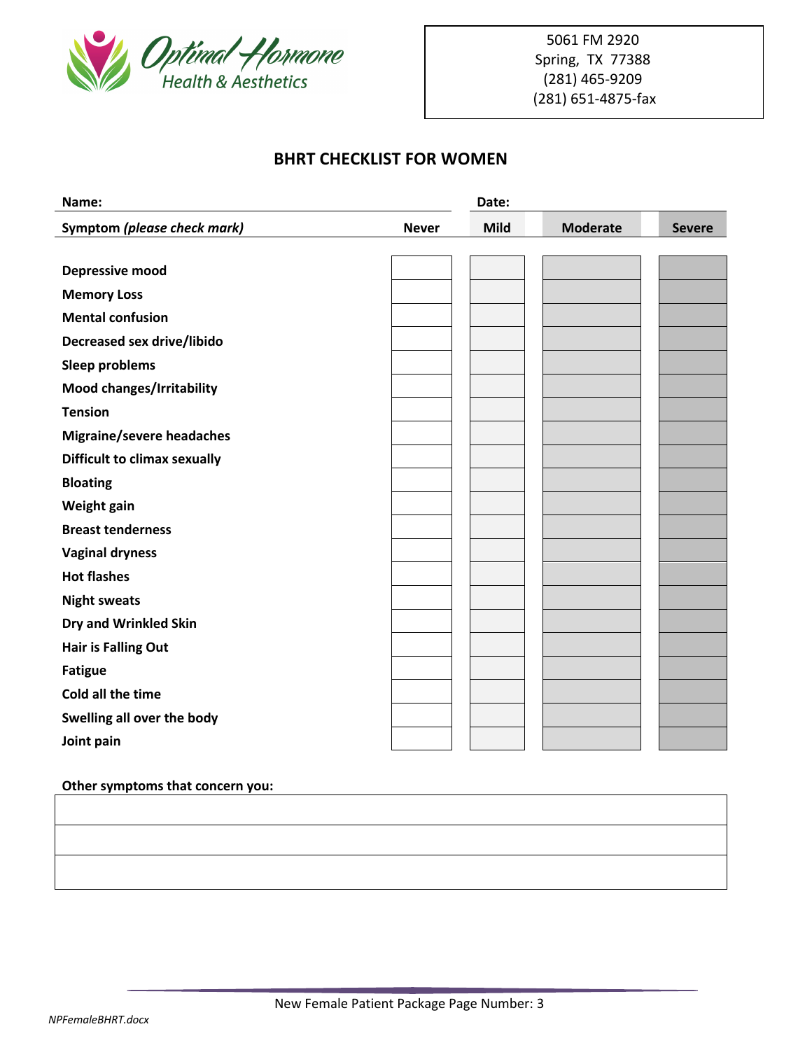Optimal Hormone Health & Aesthetics

5061 FM 2920
Spring, TX 77388
(281) 465-9209
(281) 651-4875-fax

# BHRT CHECKLIST FOR WOMEN

**Name:** **Date:**

| **Symptom** ***(please check mark)*** | **Never** | **Mild** | **Moderate** | **Severe** |
|---|---|---|---|---|
| **Depressive mood** | | | | |
| **Memory Loss** | | | | |
| **Mental confusion** | | | | |
| **Decreased sex drive/libido** | | | | |
| **Sleep problems** | | | | |
| **Mood changes/Irritability** | | | | |
| **Tension** | | | | |
| **Migraine/severe headaches** | | | | |
| **Difficult to climax sexually** | | | | |
| **Bloating** | | | | |
| **Weight gain** | | | | |
| **Breast tenderness** | | | | |
| **Vaginal dryness** | | | | |
| **Hot flashes** | | | | |
| **Night sweats** | | | | |
| **Dry and Wrinkled Skin** | | | | |
| **Hair is Falling Out** | | | | |
| **Fatigue** | | | | |
| **Cold all the time** | | | | |
| **Swelling all over the body** | | | | |
| **Joint pain** | | | | |

**Other symptoms that concern you:**

| |
|---|
| |
| |
| |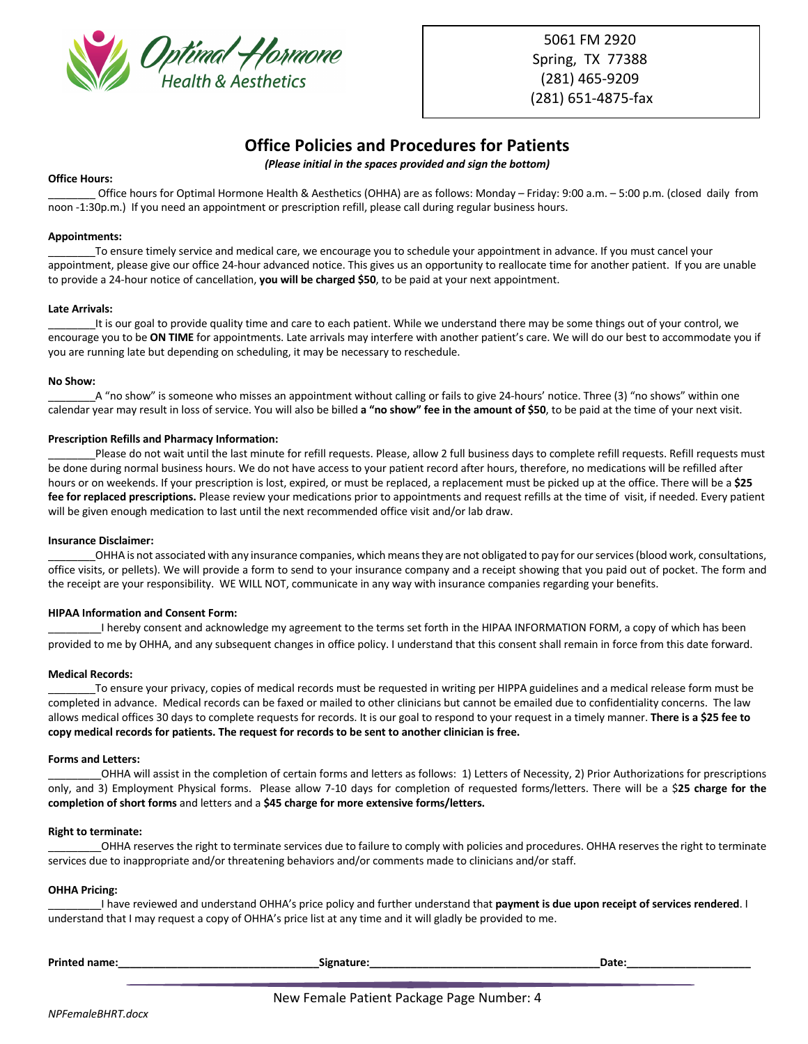Optimal Hormone Health & Aesthetics

5061 FM 2920
Spring, TX 77388
(281) 465-9209
(281) 651-4875-fax

# Office Policies and Procedures for Patients

*(Please initial in the spaces provided and sign the bottom)*

**Office Hours:**

________ Office hours for Optimal Hormone Health & Aesthetics (OHHA) are as follows: Monday – Friday: 9:00 a.m. – 5:00 p.m. (closed daily from noon -1:30p.m.) If you need an appointment or prescription refill, please call during regular business hours.

**Appointments:**

________To ensure timely service and medical care, we encourage you to schedule your appointment in advance. If you must cancel your appointment, please give our office 24-hour advanced notice. This gives us an opportunity to reallocate time for another patient. If you are unable to provide a 24-hour notice of cancellation, **you will be charged $50**, to be paid at your next appointment.

**Late Arrivals:**

________It is our goal to provide quality time and care to each patient. While we understand there may be some things out of your control, we encourage you to be **ON TIME** for appointments. Late arrivals may interfere with another patient's care. We will do our best to accommodate you if you are running late but depending on scheduling, it may be necessary to reschedule.

**No Show:**

________A "no show" is someone who misses an appointment without calling or fails to give 24-hours' notice. Three (3) "no shows" within one calendar year may result in loss of service. You will also be billed **a "no show" fee in the amount of $50**, to be paid at the time of your next visit.

**Prescription Refills and Pharmacy Information:**

________Please do not wait until the last minute for refill requests. Please, allow 2 full business days to complete refill requests. Refill requests must be done during normal business hours. We do not have access to your patient record after hours, therefore, no medications will be refilled after hours or on weekends. If your prescription is lost, expired, or must be replaced, a replacement must be picked up at the office. There will be a **$25 fee for replaced prescriptions.** Please review your medications prior to appointments and request refills at the time of visit, if needed. Every patient will be given enough medication to last until the next recommended office visit and/or lab draw.

**Insurance Disclaimer:**

________OHHA is not associated with any insurance companies, which means they are not obligated to pay for our services (blood work, consultations, office visits, or pellets). We will provide a form to send to your insurance company and a receipt showing that you paid out of pocket. The form and the receipt are your responsibility. WE WILL NOT, communicate in any way with insurance companies regarding your benefits.

**HIPAA Information and Consent Form:**

_________I hereby consent and acknowledge my agreement to the terms set forth in the HIPAA INFORMATION FORM, a copy of which has been provided to me by OHHA, and any subsequent changes in office policy. I understand that this consent shall remain in force from this date forward.

**Medical Records:**

________To ensure your privacy, copies of medical records must be requested in writing per HIPPA guidelines and a medical release form must be completed in advance. Medical records can be faxed or mailed to other clinicians but cannot be emailed due to confidentiality concerns. The law allows medical offices 30 days to complete requests for records. It is our goal to respond to your request in a timely manner. **There is a $25 fee to copy medical records for patients. The request for records to be sent to another clinician is free.**

**Forms and Letters:**

_________OHHA will assist in the completion of certain forms and letters as follows: 1) Letters of Necessity, 2) Prior Authorizations for prescriptions only, and 3) Employment Physical forms. Please allow 7-10 days for completion of requested forms/letters. There will be a $**25 charge for the completion of short forms** and letters and a **$45 charge for more extensive forms/letters.**

**Right to terminate:**

_________OHHA reserves the right to terminate services due to failure to comply with policies and procedures. OHHA reserves the right to terminate services due to inappropriate and/or threatening behaviors and/or comments made to clinicians and/or staff.

**OHHA Pricing:**

_________I have reviewed and understand OHHA's price policy and further understand that **payment is due upon receipt of services rendered**. I understand that I may request a copy of OHHA's price list at any time and it will gladly be provided to me.

**Printed name:**_________________________________ **Signature:**______________________________________ **Date:**____________________

New Female Patient Package Page Number: 4

*NPFemaleBHRT.docx*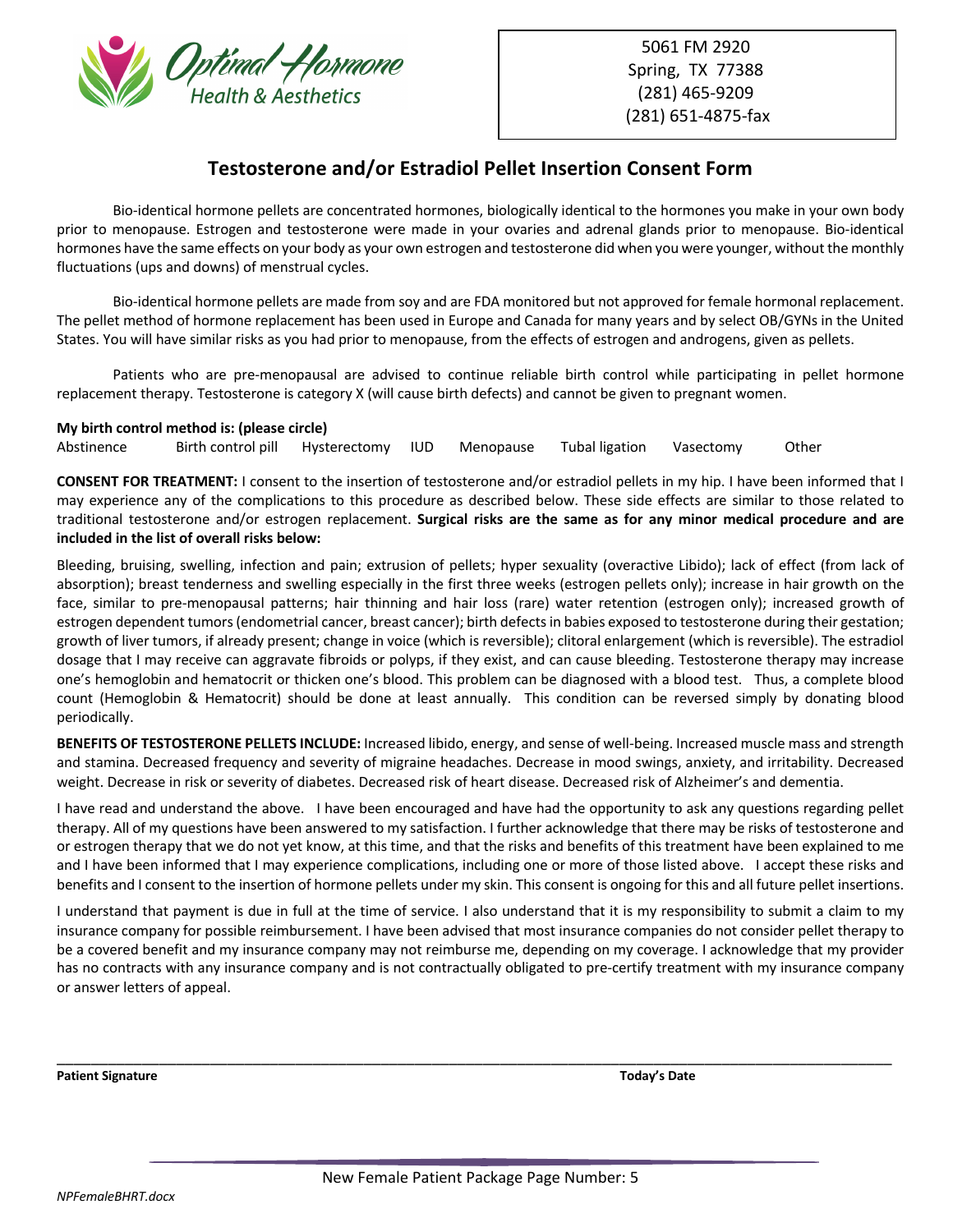Optimal Hormone Health & Aesthetics

5061 FM 2920
Spring, TX 77388
(281) 465-9209
(281) 651-4875-fax

# Testosterone and/or Estradiol Pellet Insertion Consent Form

Bio-identical hormone pellets are concentrated hormones, biologically identical to the hormones you make in your own body prior to menopause. Estrogen and testosterone were made in your ovaries and adrenal glands prior to menopause. Bio-identical hormones have the same effects on your body as your own estrogen and testosterone did when you were younger, without the monthly fluctuations (ups and downs) of menstrual cycles.

Bio-identical hormone pellets are made from soy and are FDA monitored but not approved for female hormonal replacement. The pellet method of hormone replacement has been used in Europe and Canada for many years and by select OB/GYNs in the United States. You will have similar risks as you had prior to menopause, from the effects of estrogen and androgens, given as pellets.

Patients who are pre-menopausal are advised to continue reliable birth control while participating in pellet hormone replacement therapy. Testosterone is category X (will cause birth defects) and cannot be given to pregnant women.

**My birth control method is: (please circle)**

Abstinence   Birth control pill   Hysterectomy   IUD   Menopause   Tubal ligation   Vasectomy   Other

**CONSENT FOR TREATMENT:** I consent to the insertion of testosterone and/or estradiol pellets in my hip. I have been informed that I may experience any of the complications to this procedure as described below. These side effects are similar to those related to traditional testosterone and/or estrogen replacement. **Surgical risks are the same as for any minor medical procedure and are included in the list of overall risks below:**

Bleeding, bruising, swelling, infection and pain; extrusion of pellets; hyper sexuality (overactive Libido); lack of effect (from lack of absorption); breast tenderness and swelling especially in the first three weeks (estrogen pellets only); increase in hair growth on the face, similar to pre-menopausal patterns; hair thinning and hair loss (rare) water retention (estrogen only); increased growth of estrogen dependent tumors (endometrial cancer, breast cancer); birth defects in babies exposed to testosterone during their gestation; growth of liver tumors, if already present; change in voice (which is reversible); clitoral enlargement (which is reversible). The estradiol dosage that I may receive can aggravate fibroids or polyps, if they exist, and can cause bleeding. Testosterone therapy may increase one's hemoglobin and hematocrit or thicken one's blood. This problem can be diagnosed with a blood test. Thus, a complete blood count (Hemoglobin & Hematocrit) should be done at least annually. This condition can be reversed simply by donating blood periodically.

**BENEFITS OF TESTOSTERONE PELLETS INCLUDE:** Increased libido, energy, and sense of well-being. Increased muscle mass and strength and stamina. Decreased frequency and severity of migraine headaches. Decrease in mood swings, anxiety, and irritability. Decreased weight. Decrease in risk or severity of diabetes. Decreased risk of heart disease. Decreased risk of Alzheimer's and dementia.

I have read and understand the above. I have been encouraged and have had the opportunity to ask any questions regarding pellet therapy. All of my questions have been answered to my satisfaction. I further acknowledge that there may be risks of testosterone and or estrogen therapy that we do not yet know, at this time, and that the risks and benefits of this treatment have been explained to me and I have been informed that I may experience complications, including one or more of those listed above. I accept these risks and benefits and I consent to the insertion of hormone pellets under my skin. This consent is ongoing for this and all future pellet insertions.

I understand that payment is due in full at the time of service. I also understand that it is my responsibility to submit a claim to my insurance company for possible reimbursement. I have been advised that most insurance companies do not consider pellet therapy to be a covered benefit and my insurance company may not reimburse me, depending on my coverage. I acknowledge that my provider has no contracts with any insurance company and is not contractually obligated to pre-certify treatment with my insurance company or answer letters of appeal.

_______________________________________________________________________________________________

**Patient Signature** **Today's Date**

NPFemaleBHRT.docx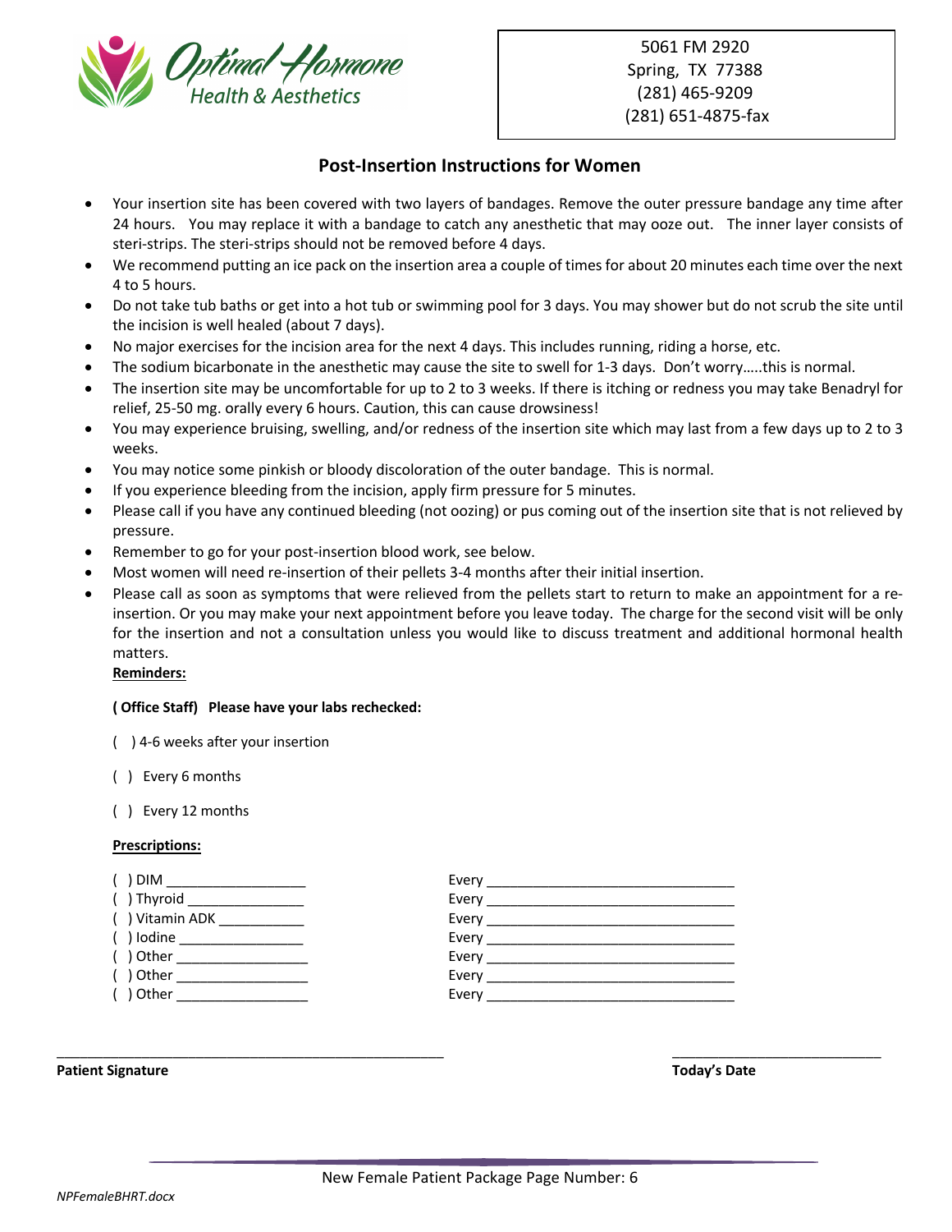Optimal Hormone Health & Aesthetics

5061 FM 2920
Spring, TX 77388
(281) 465-9209
(281) 651-4875-fax

## Post-Insertion Instructions for Women

- Your insertion site has been covered with two layers of bandages. Remove the outer pressure bandage any time after 24 hours. You may replace it with a bandage to catch any anesthetic that may ooze out. The inner layer consists of steri-strips. The steri-strips should not be removed before 4 days.
- We recommend putting an ice pack on the insertion area a couple of times for about 20 minutes each time over the next 4 to 5 hours.
- Do not take tub baths or get into a hot tub or swimming pool for 3 days. You may shower but do not scrub the site until the incision is well healed (about 7 days).
- No major exercises for the incision area for the next 4 days. This includes running, riding a horse, etc.
- The sodium bicarbonate in the anesthetic may cause the site to swell for 1-3 days. Don't worry…..this is normal.
- The insertion site may be uncomfortable for up to 2 to 3 weeks. If there is itching or redness you may take Benadryl for relief, 25-50 mg. orally every 6 hours. Caution, this can cause drowsiness!
- You may experience bruising, swelling, and/or redness of the insertion site which may last from a few days up to 2 to 3 weeks.
- You may notice some pinkish or bloody discoloration of the outer bandage. This is normal.
- If you experience bleeding from the incision, apply firm pressure for 5 minutes.
- Please call if you have any continued bleeding (not oozing) or pus coming out of the insertion site that is not relieved by pressure.
- Remember to go for your post-insertion blood work, see below.
- Most women will need re-insertion of their pellets 3-4 months after their initial insertion.
- Please call as soon as symptoms that were relieved from the pellets start to return to make an appointment for a re-insertion. Or you may make your next appointment before you leave today. The charge for the second visit will be only for the insertion and not a consultation unless you would like to discuss treatment and additional hormonal health matters.

**Reminders:**

**( Office Staff) Please have your labs rechecked:**

( ) 4-6 weeks after your insertion

( ) Every 6 months

( ) Every 12 months

**Prescriptions:**

( ) DIM __________________ Every ________________________________
( ) Thyroid _______________ Every ________________________________
( ) Vitamin ADK ___________ Every ________________________________
( ) Iodine ________________ Every ________________________________
( ) Other _________________ Every ________________________________
( ) Other _________________ Every ________________________________
( ) Other _________________ Every ________________________________

_________________________________________________ ___________________________
**Patient Signature** **Today's Date**

New Female Patient Package Page Number: 6

*NPFemaleBHRT.docx*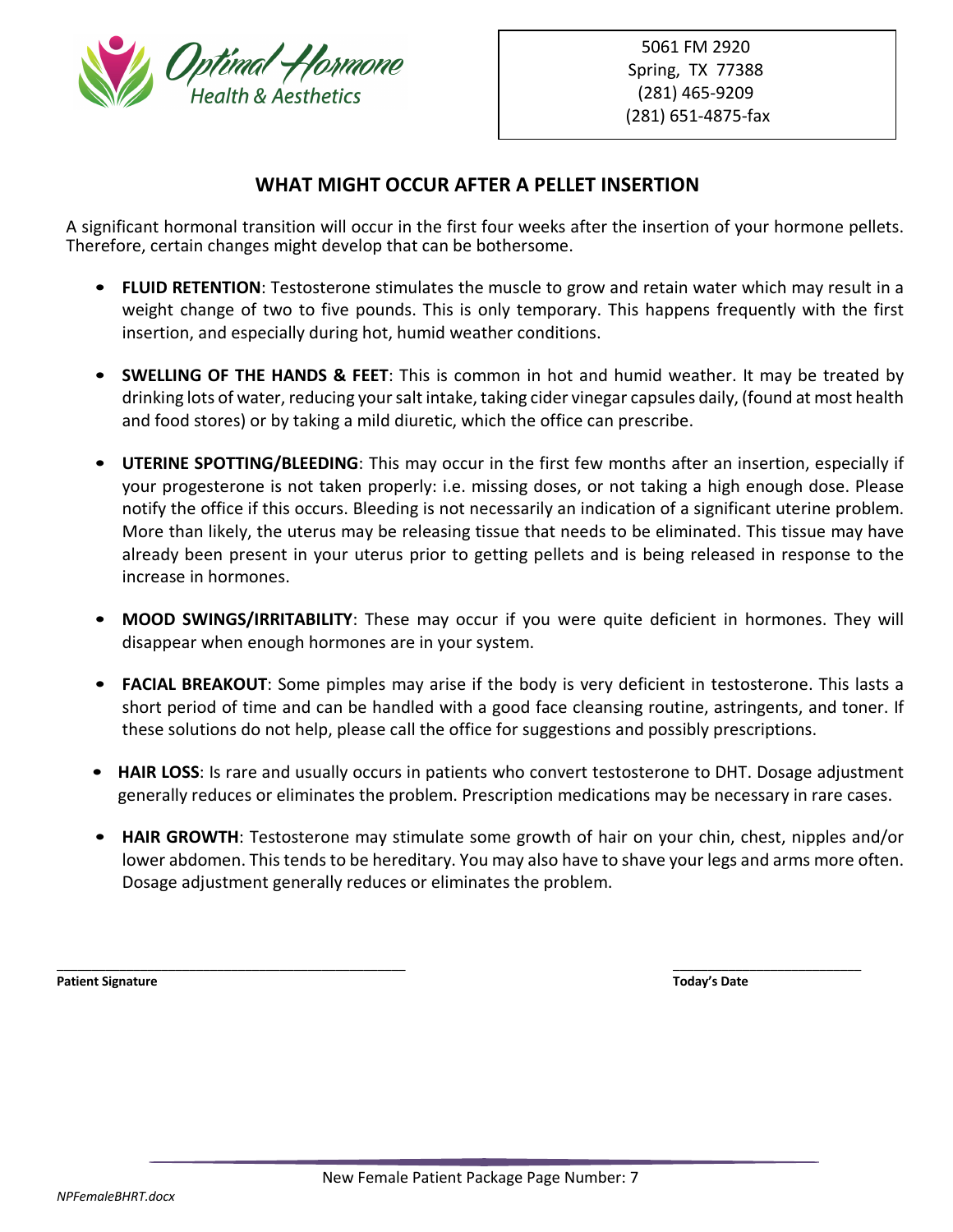Optimal Hormone Health & Aesthetics

5061 FM 2920
Spring, TX 77388
(281) 465-9209
(281) 651-4875-fax

# WHAT MIGHT OCCUR AFTER A PELLET INSERTION

A significant hormonal transition will occur in the first four weeks after the insertion of your hormone pellets. Therefore, certain changes might develop that can be bothersome.

- **FLUID RETENTION**: Testosterone stimulates the muscle to grow and retain water which may result in a weight change of two to five pounds. This is only temporary. This happens frequently with the first insertion, and especially during hot, humid weather conditions.

- **SWELLING OF THE HANDS & FEET**: This is common in hot and humid weather. It may be treated by drinking lots of water, reducing your salt intake, taking cider vinegar capsules daily, (found at most health and food stores) or by taking a mild diuretic, which the office can prescribe.

- **UTERINE SPOTTING/BLEEDING**: This may occur in the first few months after an insertion, especially if your progesterone is not taken properly: i.e. missing doses, or not taking a high enough dose. Please notify the office if this occurs. Bleeding is not necessarily an indication of a significant uterine problem. More than likely, the uterus may be releasing tissue that needs to be eliminated. This tissue may have already been present in your uterus prior to getting pellets and is being released in response to the increase in hormones.

- **MOOD SWINGS/IRRITABILITY**: These may occur if you were quite deficient in hormones. They will disappear when enough hormones are in your system.

- **FACIAL BREAKOUT**: Some pimples may arise if the body is very deficient in testosterone. This lasts a short period of time and can be handled with a good face cleansing routine, astringents, and toner. If these solutions do not help, please call the office for suggestions and possibly prescriptions.

- **HAIR LOSS**: Is rare and usually occurs in patients who convert testosterone to DHT. Dosage adjustment generally reduces or eliminates the problem. Prescription medications may be necessary in rare cases.

- **HAIR GROWTH**: Testosterone may stimulate some growth of hair on your chin, chest, nipples and/or lower abdomen. This tends to be hereditary. You may also have to shave your legs and arms more often. Dosage adjustment generally reduces or eliminates the problem.

_____________________________________________ **Patient Signature**

________________________ **Today's Date**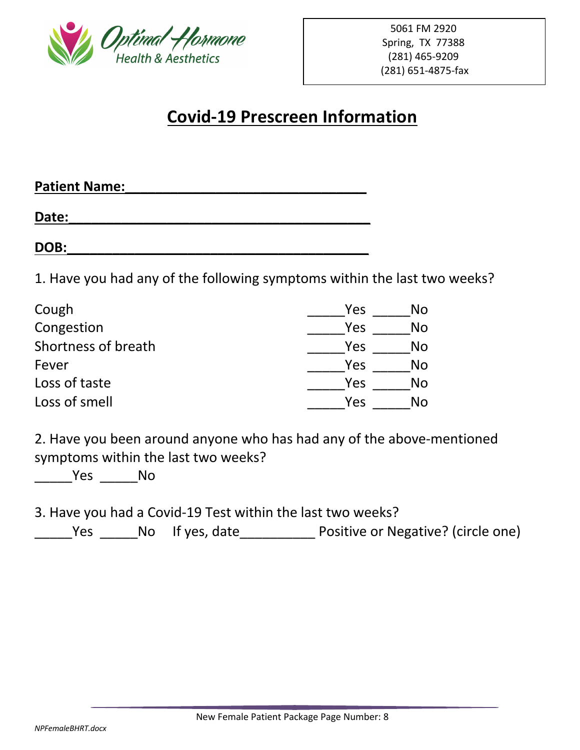Optimal Hormone
Health & Aesthetics

5061 FM 2920
Spring, TX 77388
(281) 465-9209
(281) 651-4875-fax

# Covid-19 Prescreen Information

**Patient Name:_______________________________**

**Date:_______________________________________**

**DOB:_______________________________________**

1. Have you had any of the following symptoms within the last two weeks?

| | |
|---|---|
| Cough | _____Yes _____No |
| Congestion | _____Yes _____No |
| Shortness of breath | _____Yes _____No |
| Fever | _____Yes _____No |
| Loss of taste | _____Yes _____No |
| Loss of smell | _____Yes _____No |

2. Have you been around anyone who has had any of the above-mentioned symptoms within the last two weeks?

_____Yes _____No

3. Have you had a Covid-19 Test within the last two weeks?

_____Yes _____No If yes, date__________ Positive or Negative? (circle one)

New Female Patient Package Page Number: 8

*NPFemaleBHRT.docx*